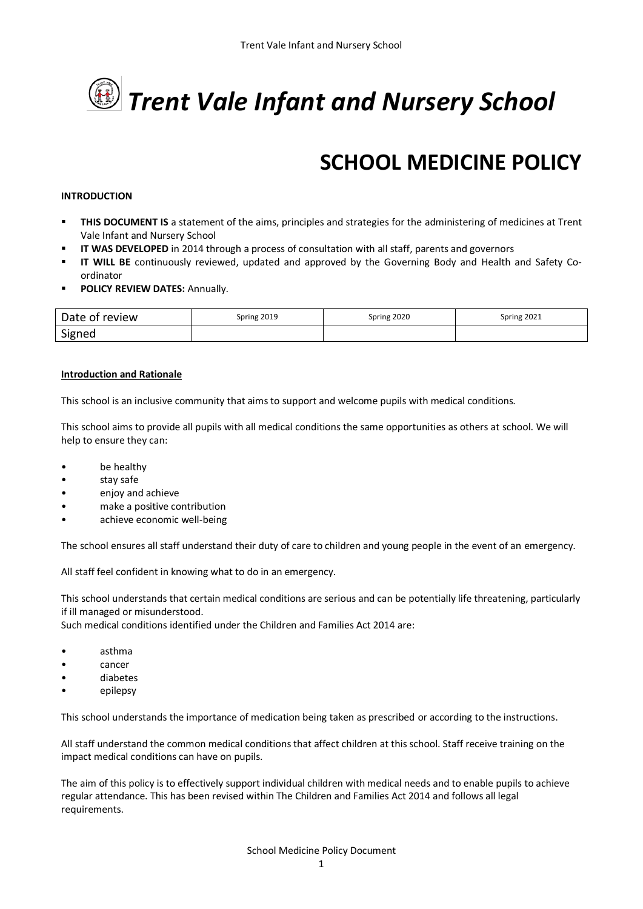# *Trent Vale Infant and Nursery School*

## SCHOOL MEDICINE POLICY

**INTRODUCTION**

- **THIS DOCUMENT IS** a statement of the aims, principles and strategies for the administering of medicines at Trent Vale Infant and Nursery School
- **IT WAS DEVELOPED** in 2014 through a process of consultation with all staff, parents and governors
- **IT WILL BE** continuously reviewed, updated and approved by the Governing Body and Health and Safety Co-ordinator
- **POLICY REVIEW DATES:** Annually.

| Date of review | Spring 2019 | Spring 2020 | Spring 2021 |
|---|---|---|---|
| Signed | | | |

**Introduction and Rationale**

This school is an inclusive community that aims to support and welcome pupils with medical conditions.

This school aims to provide all pupils with all medical conditions the same opportunities as others at school. We will help to ensure they can:

- be healthy
- stay safe
- enjoy and achieve
- make a positive contribution
- achieve economic well-being

The school ensures all staff understand their duty of care to children and young people in the event of an emergency.

All staff feel confident in knowing what to do in an emergency.

This school understands that certain medical conditions are serious and can be potentially life threatening, particularly if ill managed or misunderstood.
Such medical conditions identified under the Children and Families Act 2014 are:

- asthma
- cancer
- diabetes
- epilepsy

This school understands the importance of medication being taken as prescribed or according to the instructions.

All staff understand the common medical conditions that affect children at this school. Staff receive training on the impact medical conditions can have on pupils.

The aim of this policy is to effectively support individual children with medical needs and to enable pupils to achieve regular attendance. This has been revised within The Children and Families Act 2014 and follows all legal requirements.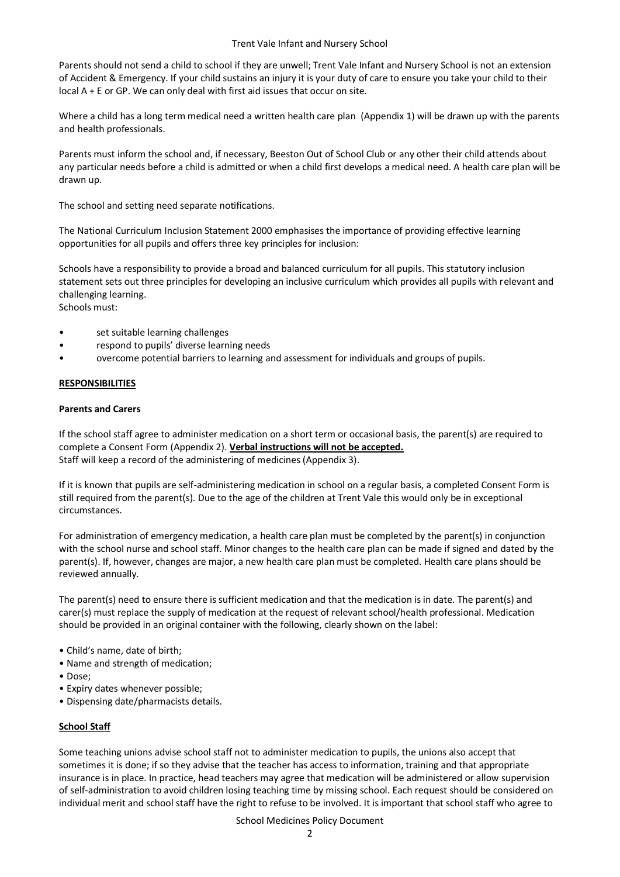Parents should not send a child to school if they are unwell; Trent Vale Infant and Nursery School is not an extension of Accident & Emergency. If your child sustains an injury it is your duty of care to ensure you take your child to their local A + E or GP. We can only deal with first aid issues that occur on site.

Where a child has a long term medical need a written health care plan (Appendix 1) will be drawn up with the parents and health professionals.

Parents must inform the school and, if necessary, Beeston Out of School Club or any other their child attends about any particular needs before a child is admitted or when a child first develops a medical need. A health care plan will be drawn up.

The school and setting need separate notifications.

The National Curriculum Inclusion Statement 2000 emphasises the importance of providing effective learning opportunities for all pupils and offers three key principles for inclusion:

Schools have a responsibility to provide a broad and balanced curriculum for all pupils. This statutory inclusion statement sets out three principles for developing an inclusive curriculum which provides all pupils with relevant and challenging learning.
Schools must:

- set suitable learning challenges
- respond to pupils' diverse learning needs
- overcome potential barriers to learning and assessment for individuals and groups of pupils.

## RESPONSIBILITIES

### Parents and Carers

If the school staff agree to administer medication on a short term or occasional basis, the parent(s) are required to complete a Consent Form (Appendix 2). **Verbal instructions will not be accepted.**
Staff will keep a record of the administering of medicines (Appendix 3).

If it is known that pupils are self-administering medication in school on a regular basis, a completed Consent Form is still required from the parent(s). Due to the age of the children at Trent Vale this would only be in exceptional circumstances.

For administration of emergency medication, a health care plan must be completed by the parent(s) in conjunction with the school nurse and school staff. Minor changes to the health care plan can be made if signed and dated by the parent(s). If, however, changes are major, a new health care plan must be completed. Health care plans should be reviewed annually.

The parent(s) need to ensure there is sufficient medication and that the medication is in date. The parent(s) and carer(s) must replace the supply of medication at the request of relevant school/health professional. Medication should be provided in an original container with the following, clearly shown on the label:

- Child's name, date of birth;
- Name and strength of medication;
- Dose;
- Expiry dates whenever possible;
- Dispensing date/pharmacists details.

### School Staff

Some teaching unions advise school staff not to administer medication to pupils, the unions also accept that sometimes it is done; if so they advise that the teacher has access to information, training and that appropriate insurance is in place. In practice, head teachers may agree that medication will be administered or allow supervision of self-administration to avoid children losing teaching time by missing school. Each request should be considered on individual merit and school staff have the right to refuse to be involved. It is important that school staff who agree to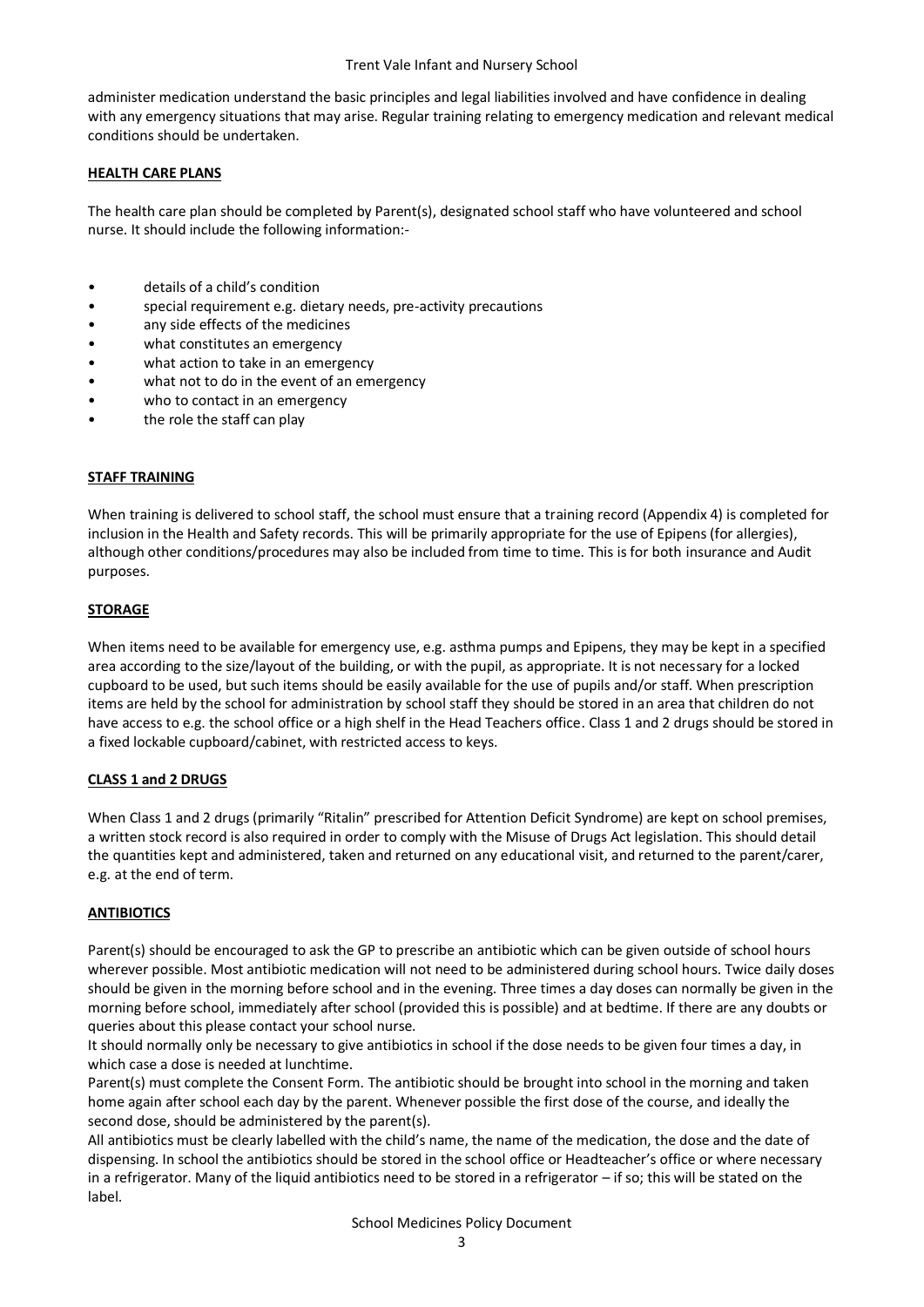administer medication understand the basic principles and legal liabilities involved and have confidence in dealing with any emergency situations that may arise. Regular training relating to emergency medication and relevant medical conditions should be undertaken.

## HEALTH CARE PLANS

The health care plan should be completed by Parent(s), designated school staff who have volunteered and school nurse. It should include the following information:-

- details of a child's condition
- special requirement e.g. dietary needs, pre-activity precautions
- any side effects of the medicines
- what constitutes an emergency
- what action to take in an emergency
- what not to do in the event of an emergency
- who to contact in an emergency
- the role the staff can play

## STAFF TRAINING

When training is delivered to school staff, the school must ensure that a training record (Appendix 4) is completed for inclusion in the Health and Safety records. This will be primarily appropriate for the use of Epipens (for allergies), although other conditions/procedures may also be included from time to time. This is for both insurance and Audit purposes.

## STORAGE

When items need to be available for emergency use, e.g. asthma pumps and Epipens, they may be kept in a specified area according to the size/layout of the building, or with the pupil, as appropriate. It is not necessary for a locked cupboard to be used, but such items should be easily available for the use of pupils and/or staff. When prescription items are held by the school for administration by school staff they should be stored in an area that children do not have access to e.g. the school office or a high shelf in the Head Teachers office. Class 1 and 2 drugs should be stored in a fixed lockable cupboard/cabinet, with restricted access to keys.

## CLASS 1 and 2 DRUGS

When Class 1 and 2 drugs (primarily "Ritalin" prescribed for Attention Deficit Syndrome) are kept on school premises, a written stock record is also required in order to comply with the Misuse of Drugs Act legislation. This should detail the quantities kept and administered, taken and returned on any educational visit, and returned to the parent/carer, e.g. at the end of term.

## ANTIBIOTICS

Parent(s) should be encouraged to ask the GP to prescribe an antibiotic which can be given outside of school hours wherever possible. Most antibiotic medication will not need to be administered during school hours. Twice daily doses should be given in the morning before school and in the evening. Three times a day doses can normally be given in the morning before school, immediately after school (provided this is possible) and at bedtime. If there are any doubts or queries about this please contact your school nurse.
It should normally only be necessary to give antibiotics in school if the dose needs to be given four times a day, in which case a dose is needed at lunchtime.
Parent(s) must complete the Consent Form. The antibiotic should be brought into school in the morning and taken home again after school each day by the parent. Whenever possible the first dose of the course, and ideally the second dose, should be administered by the parent(s).
All antibiotics must be clearly labelled with the child's name, the name of the medication, the dose and the date of dispensing. In school the antibiotics should be stored in the school office or Headteacher's office or where necessary in a refrigerator. Many of the liquid antibiotics need to be stored in a refrigerator – if so; this will be stated on the label.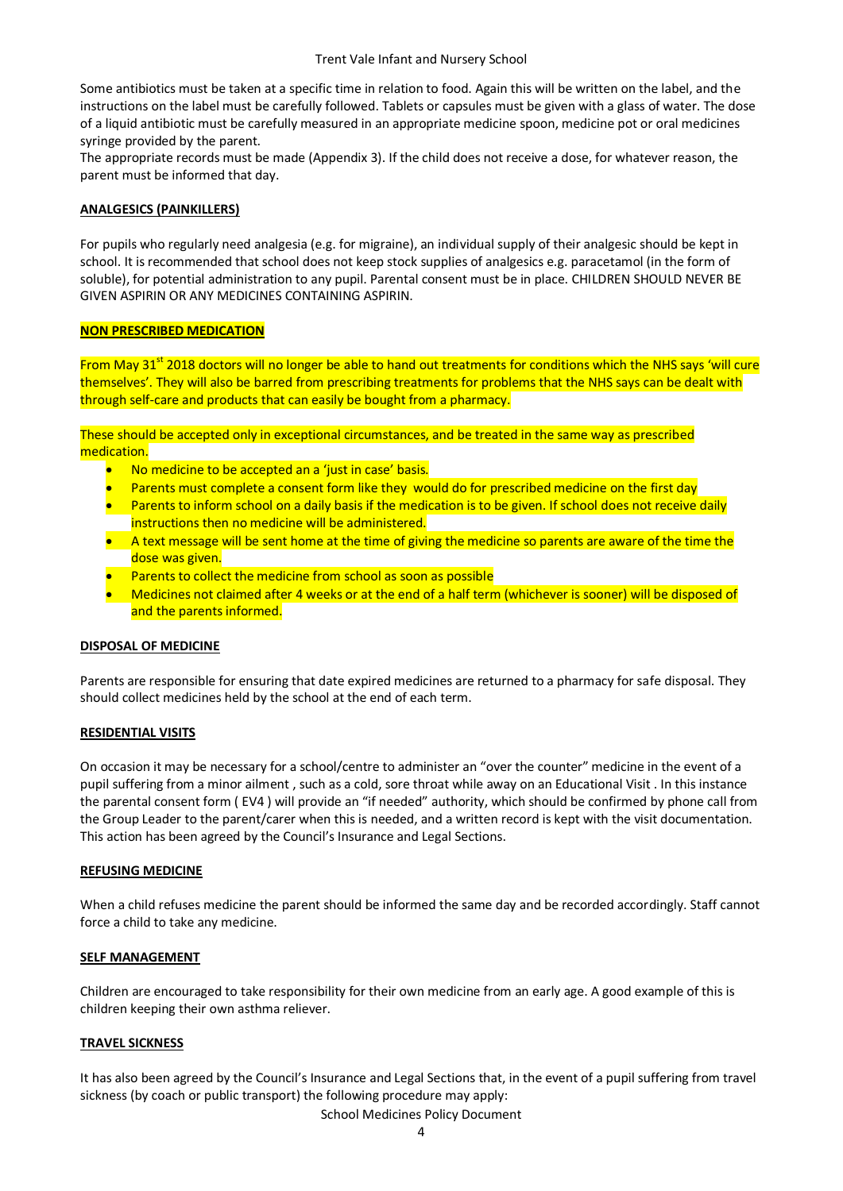Some antibiotics must be taken at a specific time in relation to food. Again this will be written on the label, and the instructions on the label must be carefully followed. Tablets or capsules must be given with a glass of water. The dose of a liquid antibiotic must be carefully measured in an appropriate medicine spoon, medicine pot or oral medicines syringe provided by the parent.

The appropriate records must be made (Appendix 3). If the child does not receive a dose, for whatever reason, the parent must be informed that day.

**ANALGESICS (PAINKILLERS)**

For pupils who regularly need analgesia (e.g. for migraine), an individual supply of their analgesic should be kept in school. It is recommended that school does not keep stock supplies of analgesics e.g. paracetamol (in the form of soluble), for potential administration to any pupil. Parental consent must be in place. CHILDREN SHOULD NEVER BE GIVEN ASPIRIN OR ANY MEDICINES CONTAINING ASPIRIN.

**NON PRESCRIBED MEDICATION**

From May 31st 2018 doctors will no longer be able to hand out treatments for conditions which the NHS says 'will cure themselves'. They will also be barred from prescribing treatments for problems that the NHS says can be dealt with through self-care and products that can easily be bought from a pharmacy.

These should be accepted only in exceptional circumstances, and be treated in the same way as prescribed medication.

- No medicine to be accepted an a 'just in case' basis.
- Parents must complete a consent form like they would do for prescribed medicine on the first day
- Parents to inform school on a daily basis if the medication is to be given. If school does not receive daily instructions then no medicine will be administered.
- A text message will be sent home at the time of giving the medicine so parents are aware of the time the dose was given.
- Parents to collect the medicine from school as soon as possible
- Medicines not claimed after 4 weeks or at the end of a half term (whichever is sooner) will be disposed of and the parents informed.

**DISPOSAL OF MEDICINE**

Parents are responsible for ensuring that date expired medicines are returned to a pharmacy for safe disposal. They should collect medicines held by the school at the end of each term.

**RESIDENTIAL VISITS**

On occasion it may be necessary for a school/centre to administer an "over the counter" medicine in the event of a pupil suffering from a minor ailment , such as a cold, sore throat while away on an Educational Visit . In this instance the parental consent form ( EV4 ) will provide an "if needed" authority, which should be confirmed by phone call from the Group Leader to the parent/carer when this is needed, and a written record is kept with the visit documentation. This action has been agreed by the Council's Insurance and Legal Sections.

**REFUSING MEDICINE**

When a child refuses medicine the parent should be informed the same day and be recorded accordingly. Staff cannot force a child to take any medicine.

**SELF MANAGEMENT**

Children are encouraged to take responsibility for their own medicine from an early age. A good example of this is children keeping their own asthma reliever.

**TRAVEL SICKNESS**

It has also been agreed by the Council's Insurance and Legal Sections that, in the event of a pupil suffering from travel sickness (by coach or public transport) the following procedure may apply: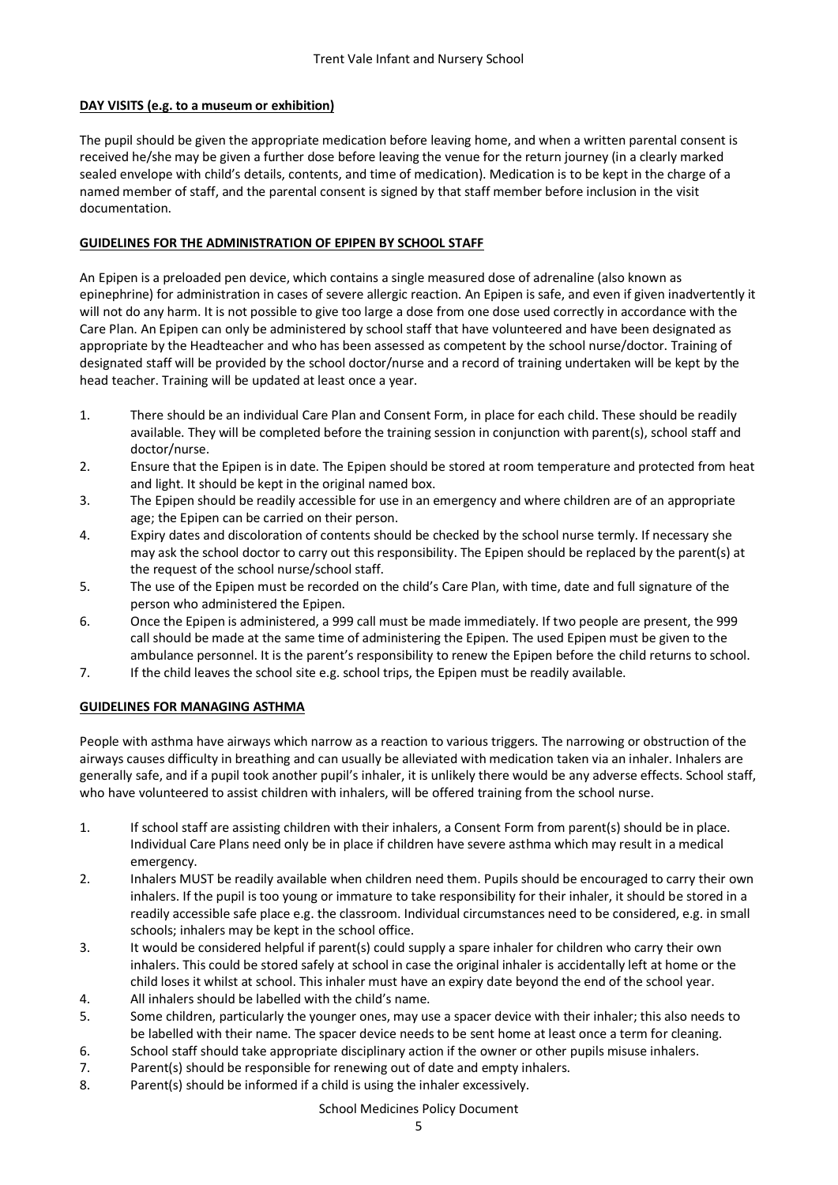## DAY VISITS (e.g. to a museum or exhibition)

The pupil should be given the appropriate medication before leaving home, and when a written parental consent is received he/she may be given a further dose before leaving the venue for the return journey (in a clearly marked sealed envelope with child's details, contents, and time of medication). Medication is to be kept in the charge of a named member of staff, and the parental consent is signed by that staff member before inclusion in the visit documentation.

## GUIDELINES FOR THE ADMINISTRATION OF EPIPEN BY SCHOOL STAFF

An Epipen is a preloaded pen device, which contains a single measured dose of adrenaline (also known as epinephrine) for administration in cases of severe allergic reaction. An Epipen is safe, and even if given inadvertently it will not do any harm. It is not possible to give too large a dose from one dose used correctly in accordance with the Care Plan. An Epipen can only be administered by school staff that have volunteered and have been designated as appropriate by the Headteacher and who has been assessed as competent by the school nurse/doctor. Training of designated staff will be provided by the school doctor/nurse and a record of training undertaken will be kept by the head teacher. Training will be updated at least once a year.

1. There should be an individual Care Plan and Consent Form, in place for each child. These should be readily available. They will be completed before the training session in conjunction with parent(s), school staff and doctor/nurse.
2. Ensure that the Epipen is in date. The Epipen should be stored at room temperature and protected from heat and light. It should be kept in the original named box.
3. The Epipen should be readily accessible for use in an emergency and where children are of an appropriate age; the Epipen can be carried on their person.
4. Expiry dates and discoloration of contents should be checked by the school nurse termly. If necessary she may ask the school doctor to carry out this responsibility. The Epipen should be replaced by the parent(s) at the request of the school nurse/school staff.
5. The use of the Epipen must be recorded on the child's Care Plan, with time, date and full signature of the person who administered the Epipen.
6. Once the Epipen is administered, a 999 call must be made immediately. If two people are present, the 999 call should be made at the same time of administering the Epipen. The used Epipen must be given to the ambulance personnel. It is the parent's responsibility to renew the Epipen before the child returns to school.
7. If the child leaves the school site e.g. school trips, the Epipen must be readily available.

## GUIDELINES FOR MANAGING ASTHMA

People with asthma have airways which narrow as a reaction to various triggers. The narrowing or obstruction of the airways causes difficulty in breathing and can usually be alleviated with medication taken via an inhaler. Inhalers are generally safe, and if a pupil took another pupil's inhaler, it is unlikely there would be any adverse effects. School staff, who have volunteered to assist children with inhalers, will be offered training from the school nurse.

1. If school staff are assisting children with their inhalers, a Consent Form from parent(s) should be in place. Individual Care Plans need only be in place if children have severe asthma which may result in a medical emergency.
2. Inhalers MUST be readily available when children need them. Pupils should be encouraged to carry their own inhalers. If the pupil is too young or immature to take responsibility for their inhaler, it should be stored in a readily accessible safe place e.g. the classroom. Individual circumstances need to be considered, e.g. in small schools; inhalers may be kept in the school office.
3. It would be considered helpful if parent(s) could supply a spare inhaler for children who carry their own inhalers. This could be stored safely at school in case the original inhaler is accidentally left at home or the child loses it whilst at school. This inhaler must have an expiry date beyond the end of the school year.
4. All inhalers should be labelled with the child's name.
5. Some children, particularly the younger ones, may use a spacer device with their inhaler; this also needs to be labelled with their name. The spacer device needs to be sent home at least once a term for cleaning.
6. School staff should take appropriate disciplinary action if the owner or other pupils misuse inhalers.
7. Parent(s) should be responsible for renewing out of date and empty inhalers.
8. Parent(s) should be informed if a child is using the inhaler excessively.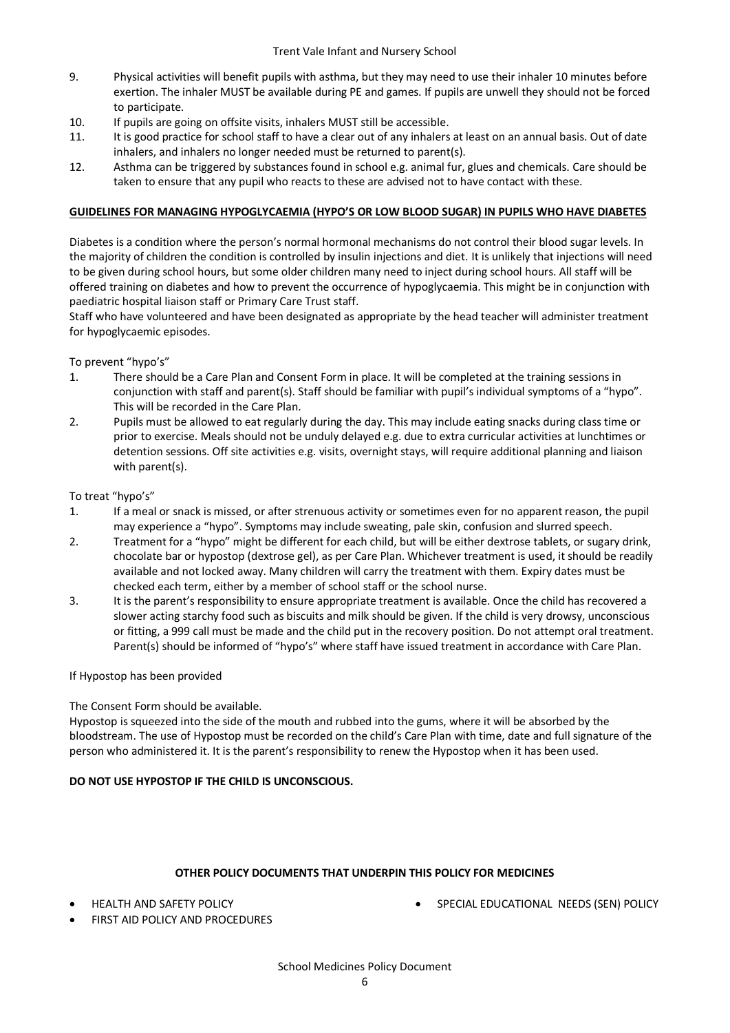9. Physical activities will benefit pupils with asthma, but they may need to use their inhaler 10 minutes before exertion. The inhaler MUST be available during PE and games. If pupils are unwell they should not be forced to participate.
10. If pupils are going on offsite visits, inhalers MUST still be accessible.
11. It is good practice for school staff to have a clear out of any inhalers at least on an annual basis. Out of date inhalers, and inhalers no longer needed must be returned to parent(s).
12. Asthma can be triggered by substances found in school e.g. animal fur, glues and chemicals. Care should be taken to ensure that any pupil who reacts to these are advised not to have contact with these.

**GUIDELINES FOR MANAGING HYPOGLYCAEMIA (HYPO'S OR LOW BLOOD SUGAR) IN PUPILS WHO HAVE DIABETES**

Diabetes is a condition where the person's normal hormonal mechanisms do not control their blood sugar levels. In the majority of children the condition is controlled by insulin injections and diet. It is unlikely that injections will need to be given during school hours, but some older children many need to inject during school hours. All staff will be offered training on diabetes and how to prevent the occurrence of hypoglycaemia. This might be in conjunction with paediatric hospital liaison staff or Primary Care Trust staff.
Staff who have volunteered and have been designated as appropriate by the head teacher will administer treatment for hypoglycaemic episodes.

To prevent "hypo's"

1. There should be a Care Plan and Consent Form in place. It will be completed at the training sessions in conjunction with staff and parent(s). Staff should be familiar with pupil's individual symptoms of a "hypo". This will be recorded in the Care Plan.
2. Pupils must be allowed to eat regularly during the day. This may include eating snacks during class time or prior to exercise. Meals should not be unduly delayed e.g. due to extra curricular activities at lunchtimes or detention sessions. Off site activities e.g. visits, overnight stays, will require additional planning and liaison with parent(s).

To treat "hypo's"

1. If a meal or snack is missed, or after strenuous activity or sometimes even for no apparent reason, the pupil may experience a "hypo". Symptoms may include sweating, pale skin, confusion and slurred speech.
2. Treatment for a "hypo" might be different for each child, but will be either dextrose tablets, or sugary drink, chocolate bar or hypostop (dextrose gel), as per Care Plan. Whichever treatment is used, it should be readily available and not locked away. Many children will carry the treatment with them. Expiry dates must be checked each term, either by a member of school staff or the school nurse.
3. It is the parent's responsibility to ensure appropriate treatment is available. Once the child has recovered a slower acting starchy food such as biscuits and milk should be given. If the child is very drowsy, unconscious or fitting, a 999 call must be made and the child put in the recovery position. Do not attempt oral treatment. Parent(s) should be informed of "hypo's" where staff have issued treatment in accordance with Care Plan.

If Hypostop has been provided

The Consent Form should be available.
Hypostop is squeezed into the side of the mouth and rubbed into the gums, where it will be absorbed by the bloodstream. The use of Hypostop must be recorded on the child's Care Plan with time, date and full signature of the person who administered it. It is the parent's responsibility to renew the Hypostop when it has been used.

**DO NOT USE HYPOSTOP IF THE CHILD IS UNCONSCIOUS.**

**OTHER POLICY DOCUMENTS THAT UNDERPIN THIS POLICY FOR MEDICINES**

- HEALTH AND SAFETY POLICY
- FIRST AID POLICY AND PROCEDURES
- SPECIAL EDUCATIONAL NEEDS (SEN) POLICY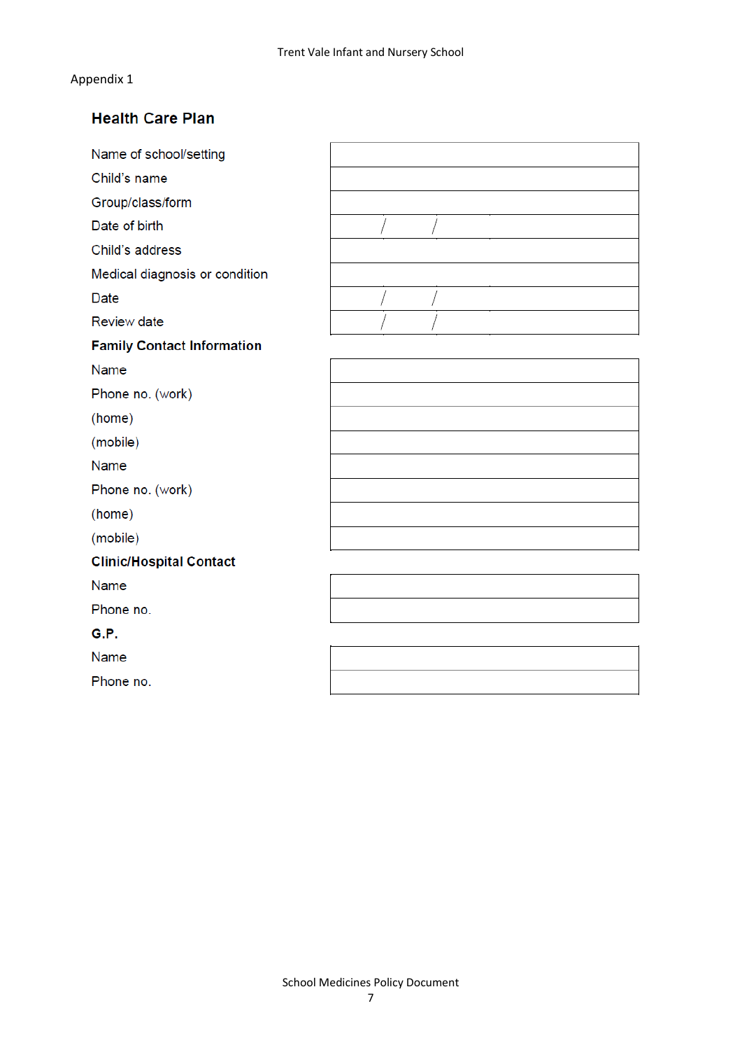Appendix 1

## Health Care Plan

| | |
|---|---|
| Name of school/setting | |
| Child's name | |
| Group/class/form | |
| Date of birth | / / |
| Child's address | |
| Medical diagnosis or condition | |
| Date | / / |
| Review date | / / |

**Family Contact Information**

| | |
|---|---|
| Name | |
| Phone no. (work) | |
| (home) | |
| (mobile) | |
| Name | |
| Phone no. (work) | |
| (home) | |
| (mobile) | |

**Clinic/Hospital Contact**

| | |
|---|---|
| Name | |
| Phone no. | |

**G.P.**

| | |
|---|---|
| Name | |
| Phone no. | |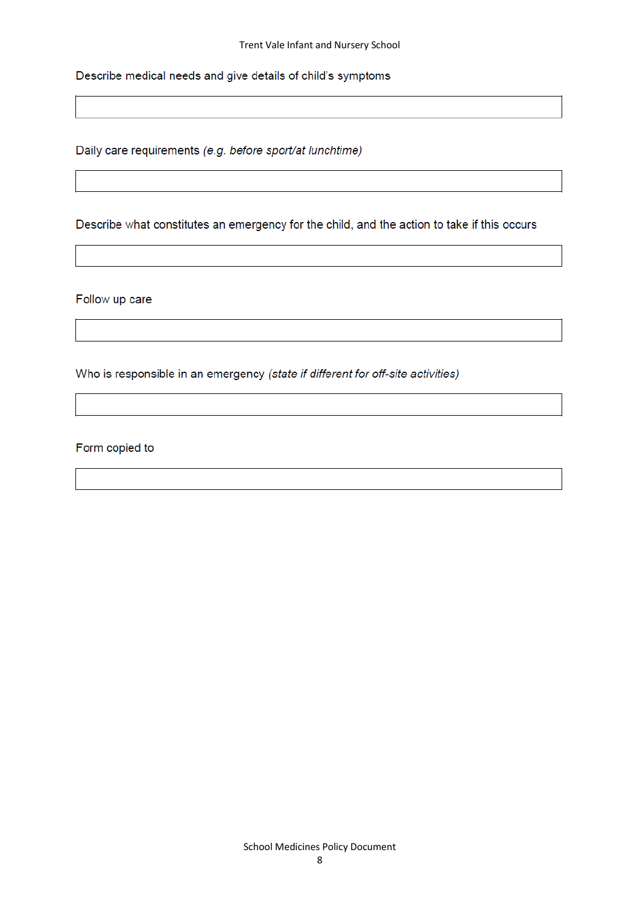Describe medical needs and give details of child's symptoms

| |
|---|
| |

Daily care requirements *(e.g. before sport/at lunchtime)*

| |
|---|
| |

Describe what constitutes an emergency for the child, and the action to take if this occurs

| |
|---|
| |

Follow up care

| |
|---|
| |

Who is responsible in an emergency *(state if different for off-site activities)*

| |
|---|
| |

Form copied to

| |
|---|
| |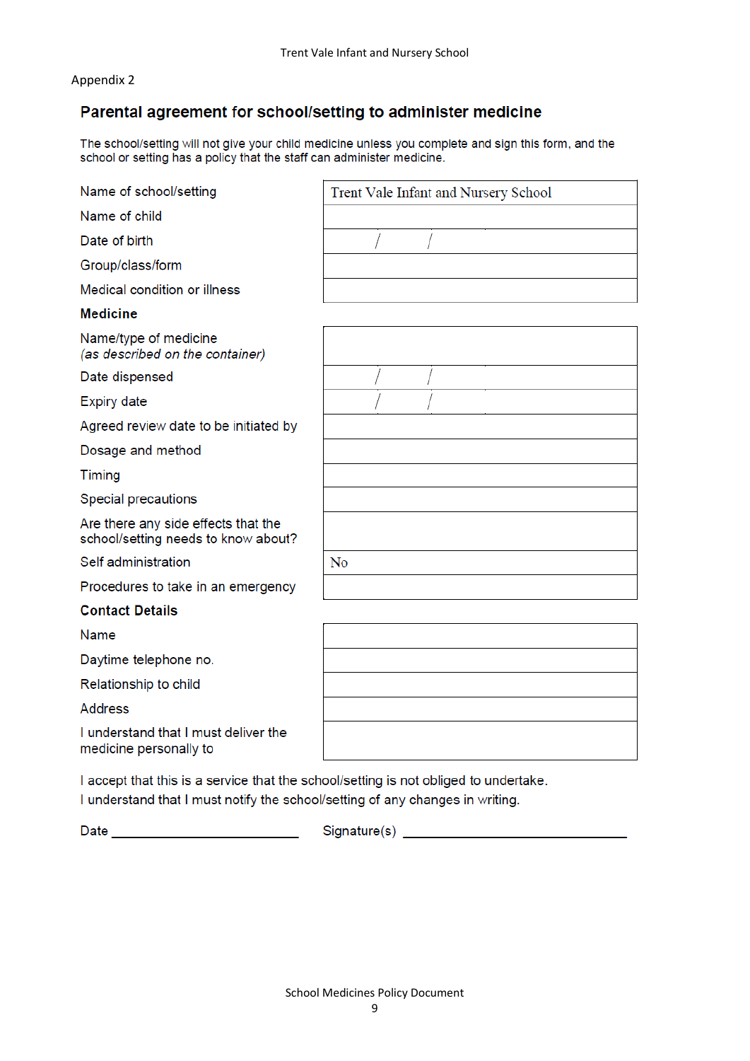Appendix 2

## Parental agreement for school/setting to administer medicine

The school/setting will not give your child medicine unless you complete and sign this form, and the school or setting has a policy that the staff can administer medicine.

| | |
|---|---|
| Name of school/setting | Trent Vale Infant and Nursery School |
| Name of child | |
| Date of birth | / / |
| Group/class/form | |
| Medical condition or illness | |

**Medicine**

| | |
|---|---|
| Name/type of medicine *(as described on the container)* | |
| Date dispensed | / / |
| Expiry date | / / |
| Agreed review date to be initiated by | |
| Dosage and method | |
| Timing | |
| Special precautions | |
| Are there any side effects that the school/setting needs to know about? | |
| Self administration | No |
| Procedures to take in an emergency | |

**Contact Details**

| | |
|---|---|
| Name | |
| Daytime telephone no. | |
| Relationship to child | |
| Address | |
| I understand that I must deliver the medicine personally to | |

I accept that this is a service that the school/setting is not obliged to undertake.
I understand that I must notify the school/setting of any changes in writing.

Date ______________________ Signature(s) ______________________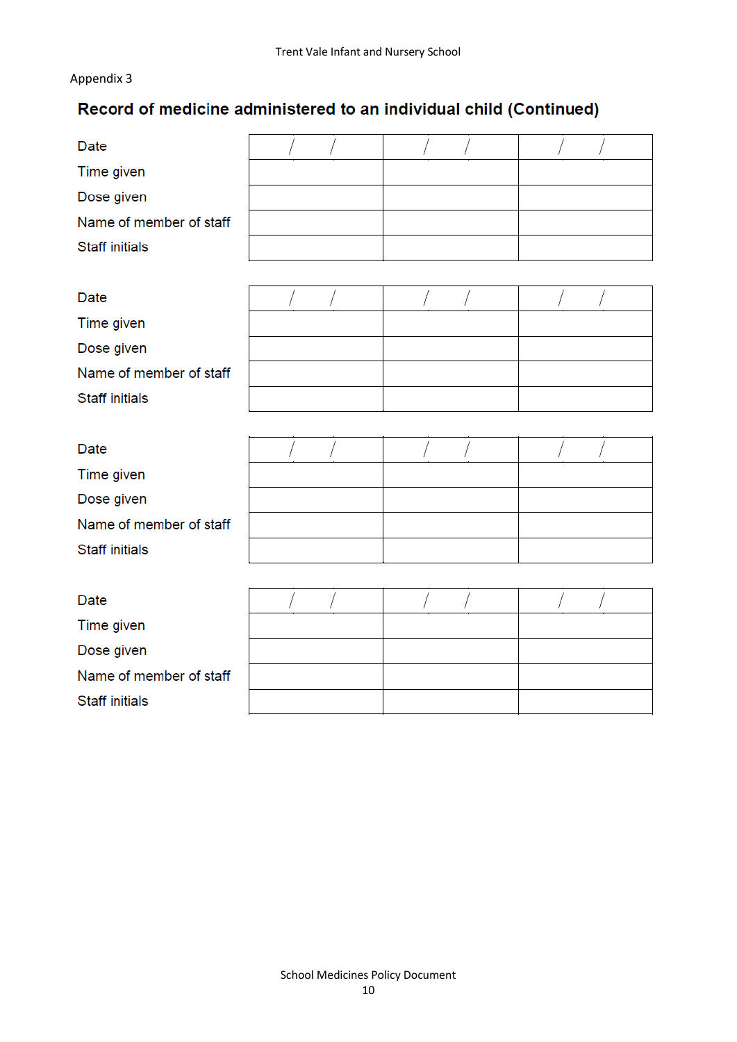Appendix 3

## Record of medicine administered to an individual child (Continued)

| | | | |
|---|---|---|---|
| Date | / / | / / | / / |
| Time given | | | |
| Dose given | | | |
| Name of member of staff | | | |
| Staff initials | | | |

| | | | |
|---|---|---|---|
| Date | / / | / / | / / |
| Time given | | | |
| Dose given | | | |
| Name of member of staff | | | |
| Staff initials | | | |

| | | | |
|---|---|---|---|
| Date | / / | / / | / / |
| Time given | | | |
| Dose given | | | |
| Name of member of staff | | | |
| Staff initials | | | |

| | | | |
|---|---|---|---|
| Date | / / | / / | / / |
| Time given | | | |
| Dose given | | | |
| Name of member of staff | | | |
| Staff initials | | | |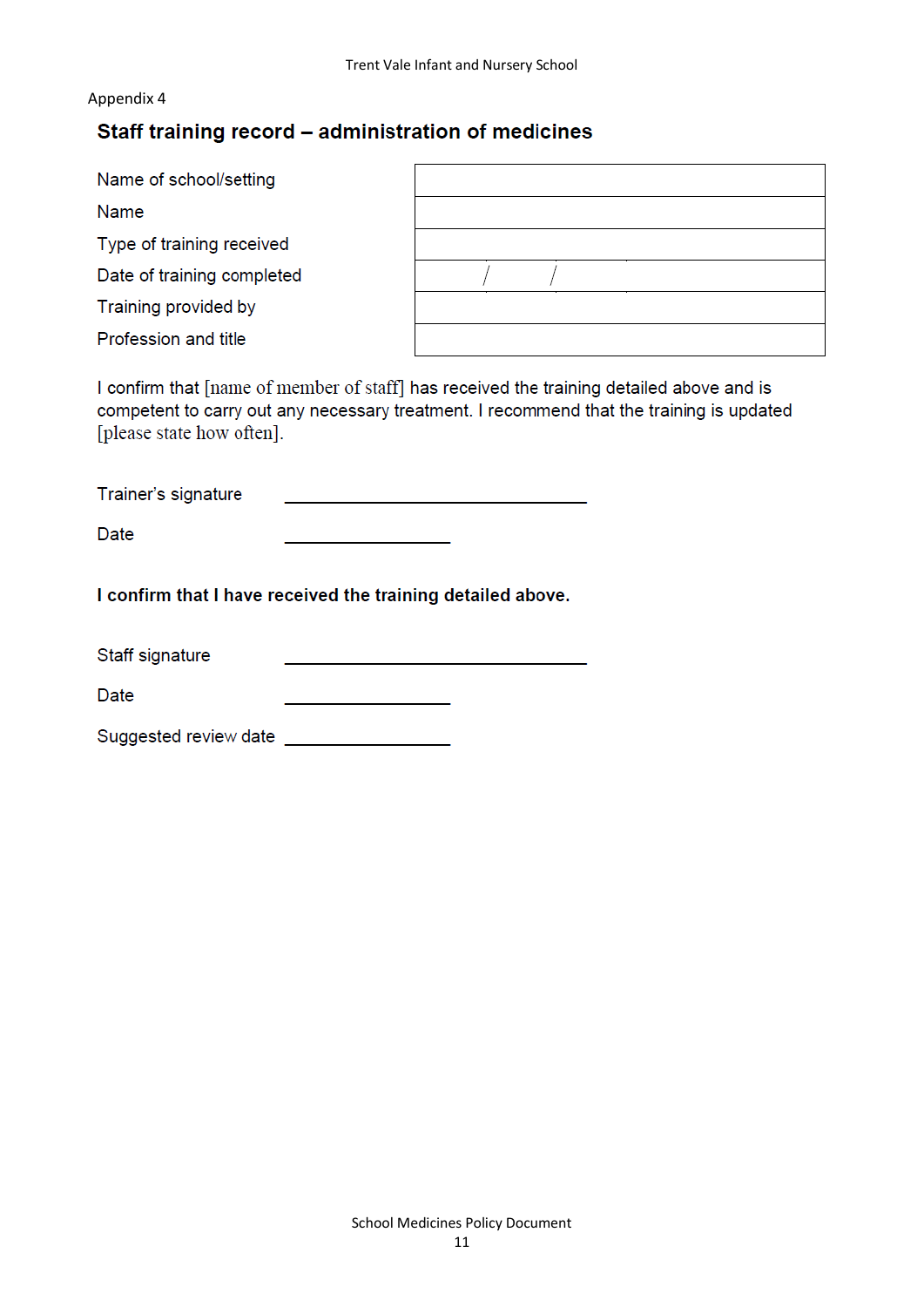Appendix 4

## Staff training record – administration of medicines

| | |
|---|---|
| Name of school/setting | |
| Name | |
| Type of training received | |
| Date of training completed | / / |
| Training provided by | |
| Profession and title | |

I confirm that [name of member of staff] has received the training detailed above and is competent to carry out any necessary treatment. I recommend that the training is updated [please state how often].

Trainer's signature \_\_\_\_\_\_\_\_\_\_\_\_\_\_\_\_\_\_\_\_\_\_\_\_\_\_\_\_\_\_

Date \_\_\_\_\_\_\_\_\_\_\_\_\_\_\_\_

**I confirm that I have received the training detailed above.**

Staff signature \_\_\_\_\_\_\_\_\_\_\_\_\_\_\_\_\_\_\_\_\_\_\_\_\_\_\_\_\_\_

Date \_\_\_\_\_\_\_\_\_\_\_\_\_\_\_\_

Suggested review date \_\_\_\_\_\_\_\_\_\_\_\_\_\_\_\_